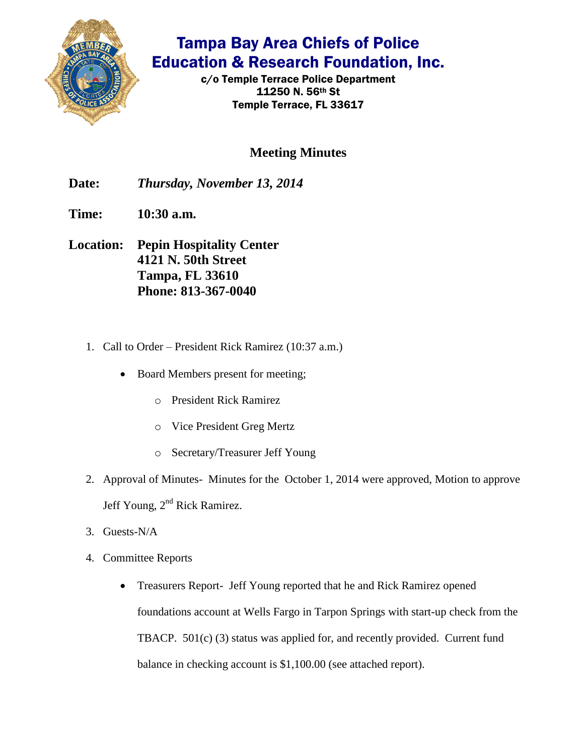# Tampa Bay Area Chiefs of Police Education & Research Foundation, Inc.

**c/o Temple Terrace Police Department**
**11250 N. 56th St**
**Temple Terrace, FL 33617**

## Meeting Minutes

**Date:** ***Thursday, November 13, 2014***

**Time:** **10:30 a.m.**

**Location:** **Pepin Hospitality Center**
**4121 N. 50th Street**
**Tampa, FL 33610**
**Phone: 813-367-0040**

1. Call to Order – President Rick Ramirez (10:37 a.m.)
   - Board Members present for meeting;
     - President Rick Ramirez
     - Vice President Greg Mertz
     - Secretary/Treasurer Jeff Young
2. Approval of Minutes- Minutes for the October 1, 2014 were approved, Motion to approve Jeff Young, 2nd Rick Ramirez.
3. Guests-N/A
4. Committee Reports
   - Treasurers Report- Jeff Young reported that he and Rick Ramirez opened foundations account at Wells Fargo in Tarpon Springs with start-up check from the TBACP. 501(c) (3) status was applied for, and recently provided. Current fund balance in checking account is $1,100.00 (see attached report).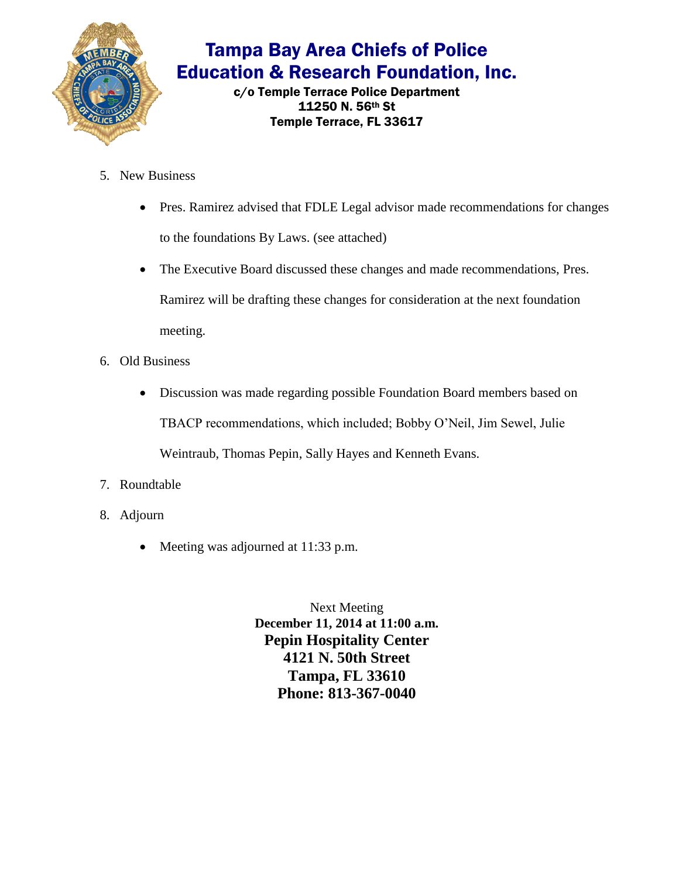# Tampa Bay Area Chiefs of Police Education & Research Foundation, Inc.

**c/o Temple Terrace Police Department**
**11250 N. 56th St**
**Temple Terrace, FL 33617**

5. New Business
   - Pres. Ramirez advised that FDLE Legal advisor made recommendations for changes to the foundations By Laws. (see attached)
   - The Executive Board discussed these changes and made recommendations, Pres. Ramirez will be drafting these changes for consideration at the next foundation meeting.
6. Old Business
   - Discussion was made regarding possible Foundation Board members based on TBACP recommendations, which included; Bobby O'Neil, Jim Sewel, Julie Weintraub, Thomas Pepin, Sally Hayes and Kenneth Evans.
7. Roundtable
8. Adjourn
   - Meeting was adjourned at 11:33 p.m.

Next Meeting
**December 11, 2014 at 11:00 a.m.**
**Pepin Hospitality Center**
**4121 N. 50th Street**
**Tampa, FL 33610**
**Phone: 813-367-0040**